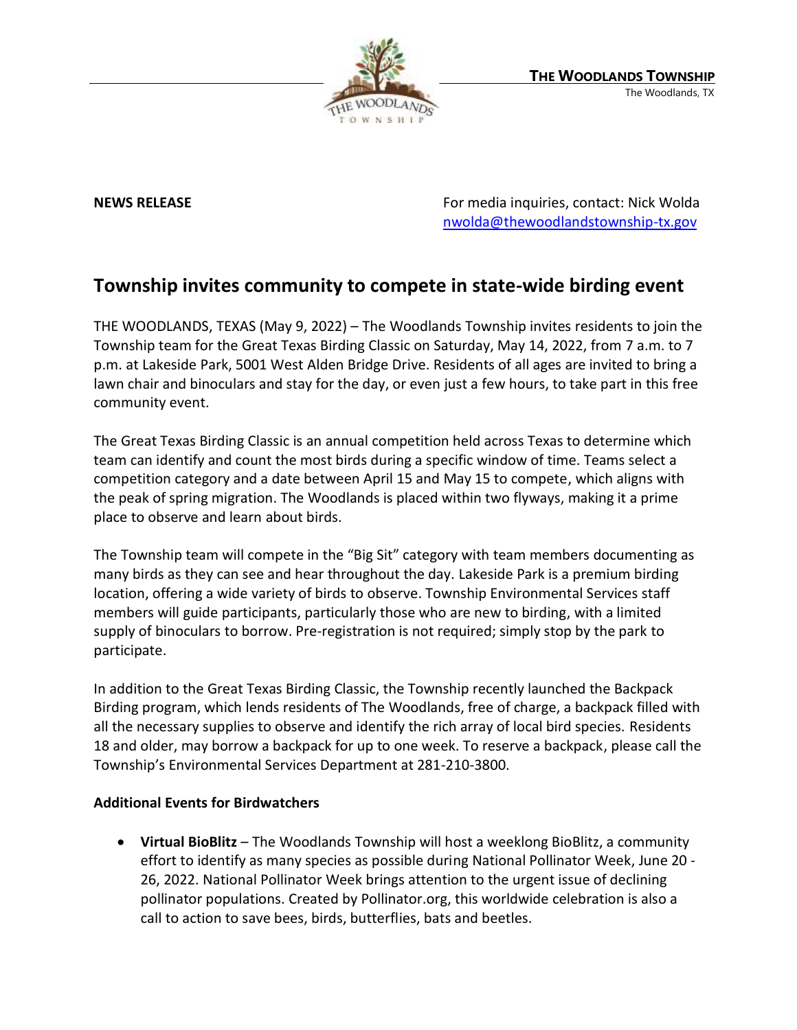**THE WOODLANDS TOWNSHIP**
The Woodlands, TX

**NEWS RELEASE**

For media inquiries, contact: Nick Wolda
nwolda@thewoodlandstownship-tx.gov

# Township invites community to compete in state-wide birding event

THE WOODLANDS, TEXAS (May 9, 2022) – The Woodlands Township invites residents to join the Township team for the Great Texas Birding Classic on Saturday, May 14, 2022, from 7 a.m. to 7 p.m. at Lakeside Park, 5001 West Alden Bridge Drive. Residents of all ages are invited to bring a lawn chair and binoculars and stay for the day, or even just a few hours, to take part in this free community event.

The Great Texas Birding Classic is an annual competition held across Texas to determine which team can identify and count the most birds during a specific window of time. Teams select a competition category and a date between April 15 and May 15 to compete, which aligns with the peak of spring migration. The Woodlands is placed within two flyways, making it a prime place to observe and learn about birds.

The Township team will compete in the "Big Sit" category with team members documenting as many birds as they can see and hear throughout the day. Lakeside Park is a premium birding location, offering a wide variety of birds to observe. Township Environmental Services staff members will guide participants, particularly those who are new to birding, with a limited supply of binoculars to borrow. Pre-registration is not required; simply stop by the park to participate.

In addition to the Great Texas Birding Classic, the Township recently launched the Backpack Birding program, which lends residents of The Woodlands, free of charge, a backpack filled with all the necessary supplies to observe and identify the rich array of local bird species. Residents 18 and older, may borrow a backpack for up to one week. To reserve a backpack, please call the Township's Environmental Services Department at 281-210-3800.

**Additional Events for Birdwatchers**

- **Virtual BioBlitz** – The Woodlands Township will host a weeklong BioBlitz, a community effort to identify as many species as possible during National Pollinator Week, June 20 - 26, 2022. National Pollinator Week brings attention to the urgent issue of declining pollinator populations. Created by Pollinator.org, this worldwide celebration is also a call to action to save bees, birds, butterflies, bats and beetles.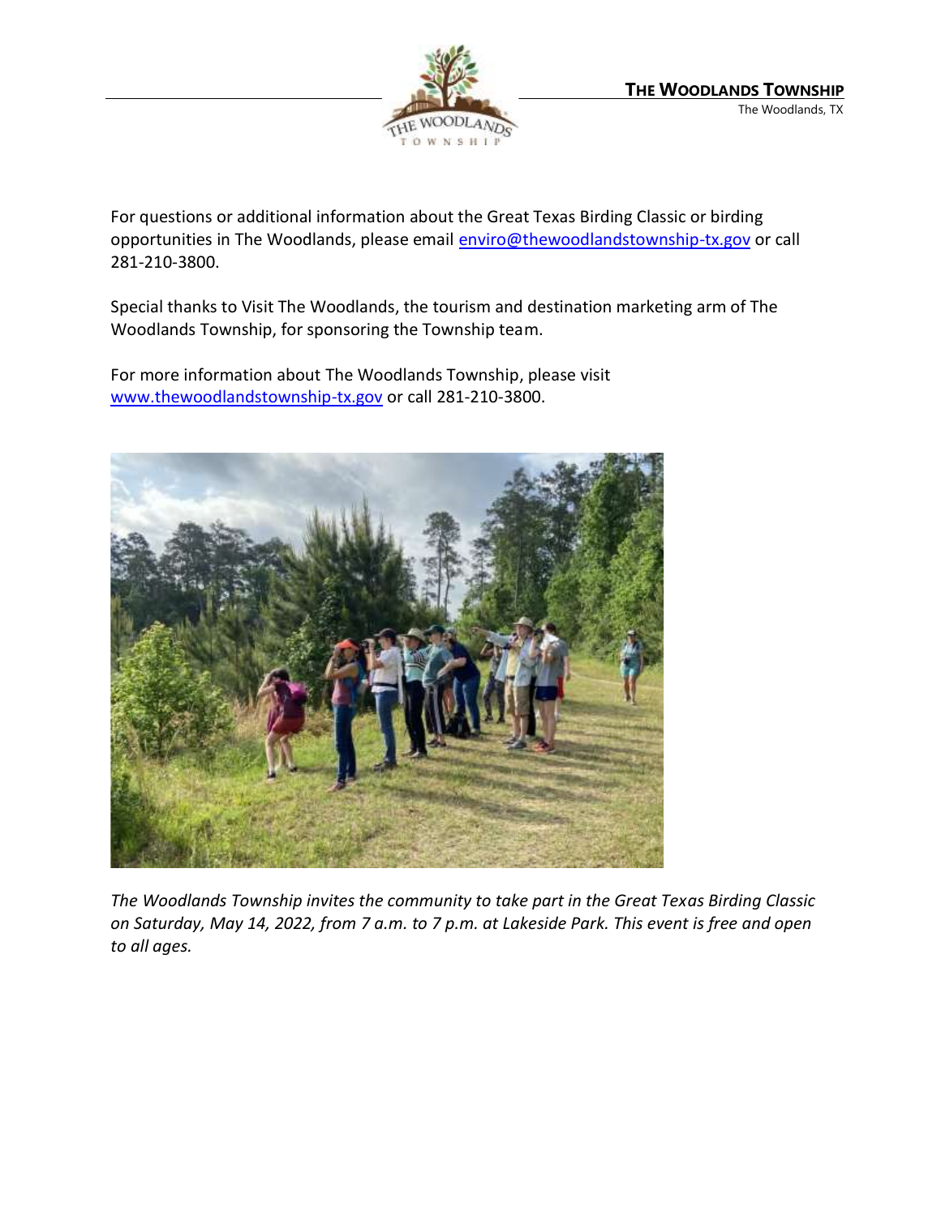For questions or additional information about the Great Texas Birding Classic or birding opportunities in The Woodlands, please email enviro@thewoodlandstownship-tx.gov or call 281-210-3800.

Special thanks to Visit The Woodlands, the tourism and destination marketing arm of The Woodlands Township, for sponsoring the Township team.

For more information about The Woodlands Township, please visit www.thewoodlandstownship-tx.gov or call 281-210-3800.

*The Woodlands Township invites the community to take part in the Great Texas Birding Classic on Saturday, May 14, 2022, from 7 a.m. to 7 p.m. at Lakeside Park. This event is free and open to all ages.*